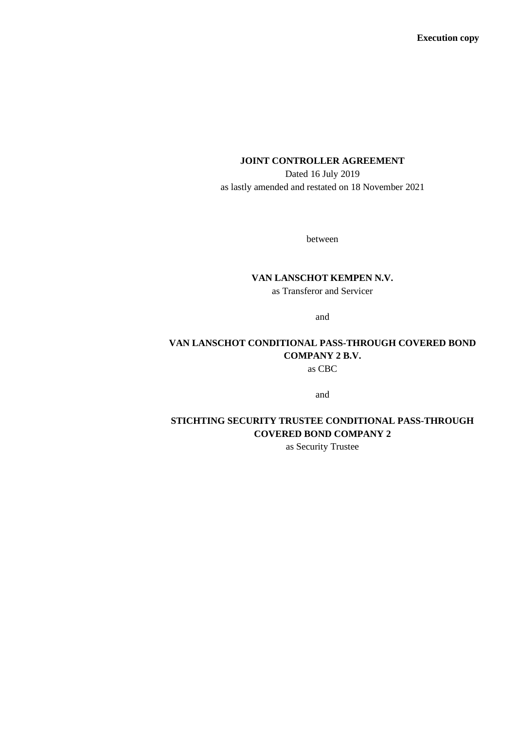**Execution copy**

# JOINT CONTROLLER AGREEMENT

Dated 16 July 2019

as lastly amended and restated on 18 November 2021

between

**VAN LANSCHOT KEMPEN N.V.**

as Transferor and Servicer

and

**VAN LANSCHOT CONDITIONAL PASS-THROUGH COVERED BOND COMPANY 2 B.V.**

as CBC

and

**STICHTING SECURITY TRUSTEE CONDITIONAL PASS-THROUGH COVERED BOND COMPANY 2**

as Security Trustee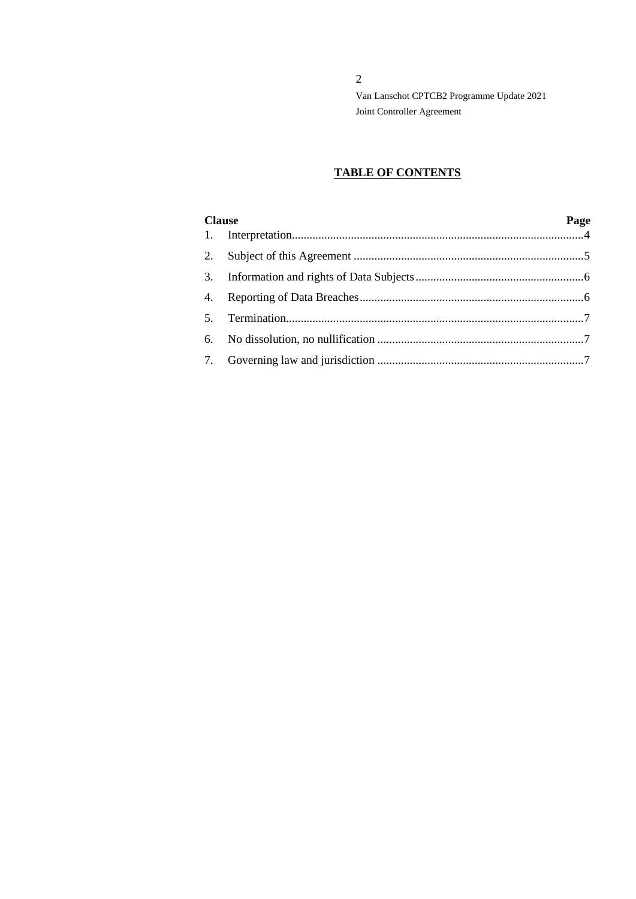## TABLE OF CONTENTS

| Clause | | Page |
|---|---|---|
| 1. | Interpretation | 4 |
| 2. | Subject of this Agreement | 5 |
| 3. | Information and rights of Data Subjects | 6 |
| 4. | Reporting of Data Breaches | 6 |
| 5. | Termination | 7 |
| 6. | No dissolution, no nullification | 7 |
| 7. | Governing law and jurisdiction | 7 |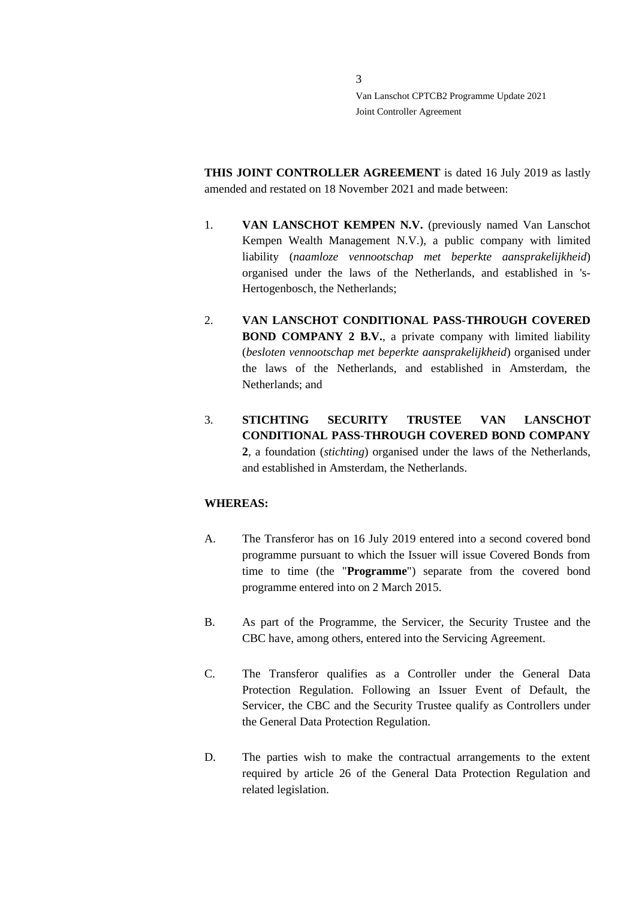**THIS JOINT CONTROLLER AGREEMENT** is dated 16 July 2019 as lastly amended and restated on 18 November 2021 and made between:

1. **VAN LANSCHOT KEMPEN N.V.** (previously named Van Lanschot Kempen Wealth Management N.V.), a public company with limited liability (*naamloze vennootschap met beperkte aansprakelijkheid*) organised under the laws of the Netherlands, and established in 's-Hertogenbosch, the Netherlands;

2. **VAN LANSCHOT CONDITIONAL PASS-THROUGH COVERED BOND COMPANY 2 B.V.**, a private company with limited liability (*besloten vennootschap met beperkte aansprakelijkheid*) organised under the laws of the Netherlands, and established in Amsterdam, the Netherlands; and

3. **STICHTING SECURITY TRUSTEE VAN LANSCHOT CONDITIONAL PASS-THROUGH COVERED BOND COMPANY 2**, a foundation (*stichting*) organised under the laws of the Netherlands, and established in Amsterdam, the Netherlands.

**WHEREAS:**

A. The Transferor has on 16 July 2019 entered into a second covered bond programme pursuant to which the Issuer will issue Covered Bonds from time to time (the "**Programme**") separate from the covered bond programme entered into on 2 March 2015.

B. As part of the Programme, the Servicer, the Security Trustee and the CBC have, among others, entered into the Servicing Agreement.

C. The Transferor qualifies as a Controller under the General Data Protection Regulation. Following an Issuer Event of Default, the Servicer, the CBC and the Security Trustee qualify as Controllers under the General Data Protection Regulation.

D. The parties wish to make the contractual arrangements to the extent required by article 26 of the General Data Protection Regulation and related legislation.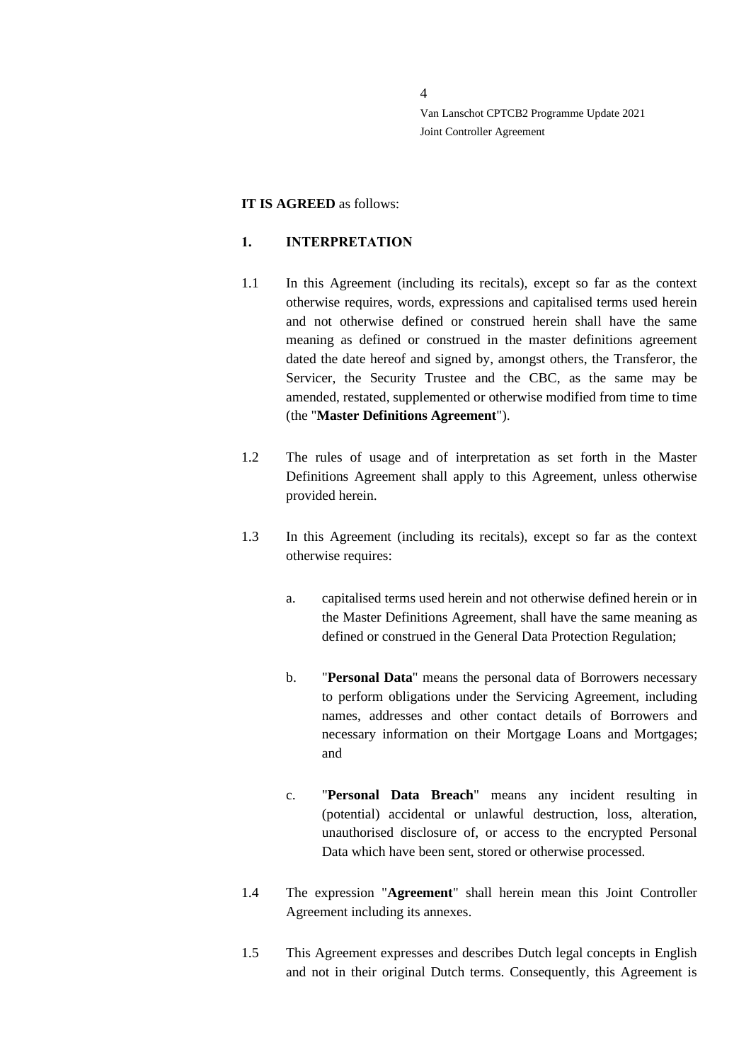**IT IS AGREED** as follows:

## 1. INTERPRETATION

1.1 In this Agreement (including its recitals), except so far as the context otherwise requires, words, expressions and capitalised terms used herein and not otherwise defined or construed herein shall have the same meaning as defined or construed in the master definitions agreement dated the date hereof and signed by, amongst others, the Transferor, the Servicer, the Security Trustee and the CBC, as the same may be amended, restated, supplemented or otherwise modified from time to time (the "**Master Definitions Agreement**").

1.2 The rules of usage and of interpretation as set forth in the Master Definitions Agreement shall apply to this Agreement, unless otherwise provided herein.

1.3 In this Agreement (including its recitals), except so far as the context otherwise requires:

a. capitalised terms used herein and not otherwise defined herein or in the Master Definitions Agreement, shall have the same meaning as defined or construed in the General Data Protection Regulation;

b. "**Personal Data**" means the personal data of Borrowers necessary to perform obligations under the Servicing Agreement, including names, addresses and other contact details of Borrowers and necessary information on their Mortgage Loans and Mortgages; and

c. "**Personal Data Breach**" means any incident resulting in (potential) accidental or unlawful destruction, loss, alteration, unauthorised disclosure of, or access to the encrypted Personal Data which have been sent, stored or otherwise processed.

1.4 The expression "**Agreement**" shall herein mean this Joint Controller Agreement including its annexes.

1.5 This Agreement expresses and describes Dutch legal concepts in English and not in their original Dutch terms. Consequently, this Agreement is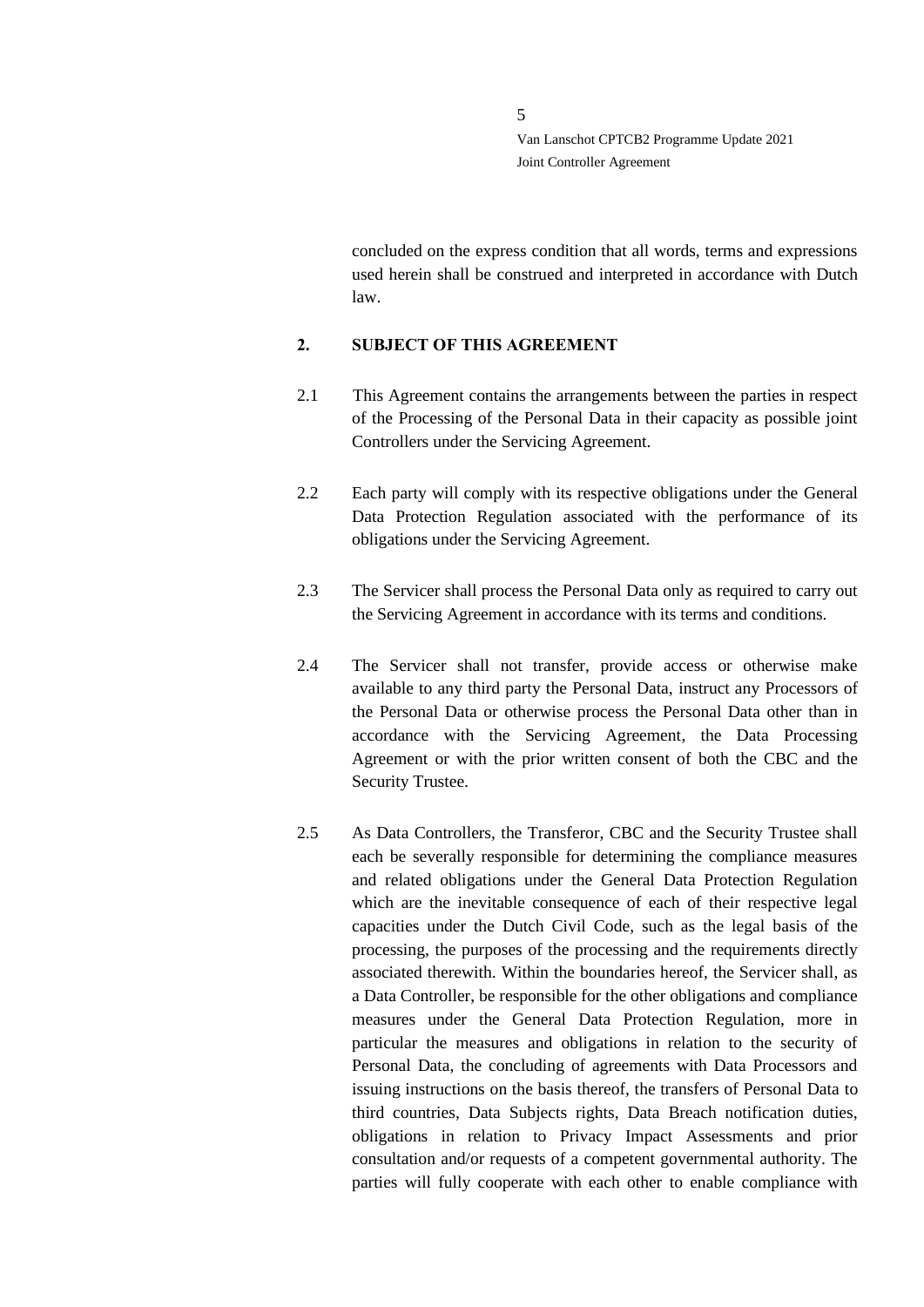concluded on the express condition that all words, terms and expressions used herein shall be construed and interpreted in accordance with Dutch law.

## 2. SUBJECT OF THIS AGREEMENT

2.1 This Agreement contains the arrangements between the parties in respect of the Processing of the Personal Data in their capacity as possible joint Controllers under the Servicing Agreement.

2.2 Each party will comply with its respective obligations under the General Data Protection Regulation associated with the performance of its obligations under the Servicing Agreement.

2.3 The Servicer shall process the Personal Data only as required to carry out the Servicing Agreement in accordance with its terms and conditions.

2.4 The Servicer shall not transfer, provide access or otherwise make available to any third party the Personal Data, instruct any Processors of the Personal Data or otherwise process the Personal Data other than in accordance with the Servicing Agreement, the Data Processing Agreement or with the prior written consent of both the CBC and the Security Trustee.

2.5 As Data Controllers, the Transferor, CBC and the Security Trustee shall each be severally responsible for determining the compliance measures and related obligations under the General Data Protection Regulation which are the inevitable consequence of each of their respective legal capacities under the Dutch Civil Code, such as the legal basis of the processing, the purposes of the processing and the requirements directly associated therewith. Within the boundaries hereof, the Servicer shall, as a Data Controller, be responsible for the other obligations and compliance measures under the General Data Protection Regulation, more in particular the measures and obligations in relation to the security of Personal Data, the concluding of agreements with Data Processors and issuing instructions on the basis thereof, the transfers of Personal Data to third countries, Data Subjects rights, Data Breach notification duties, obligations in relation to Privacy Impact Assessments and prior consultation and/or requests of a competent governmental authority. The parties will fully cooperate with each other to enable compliance with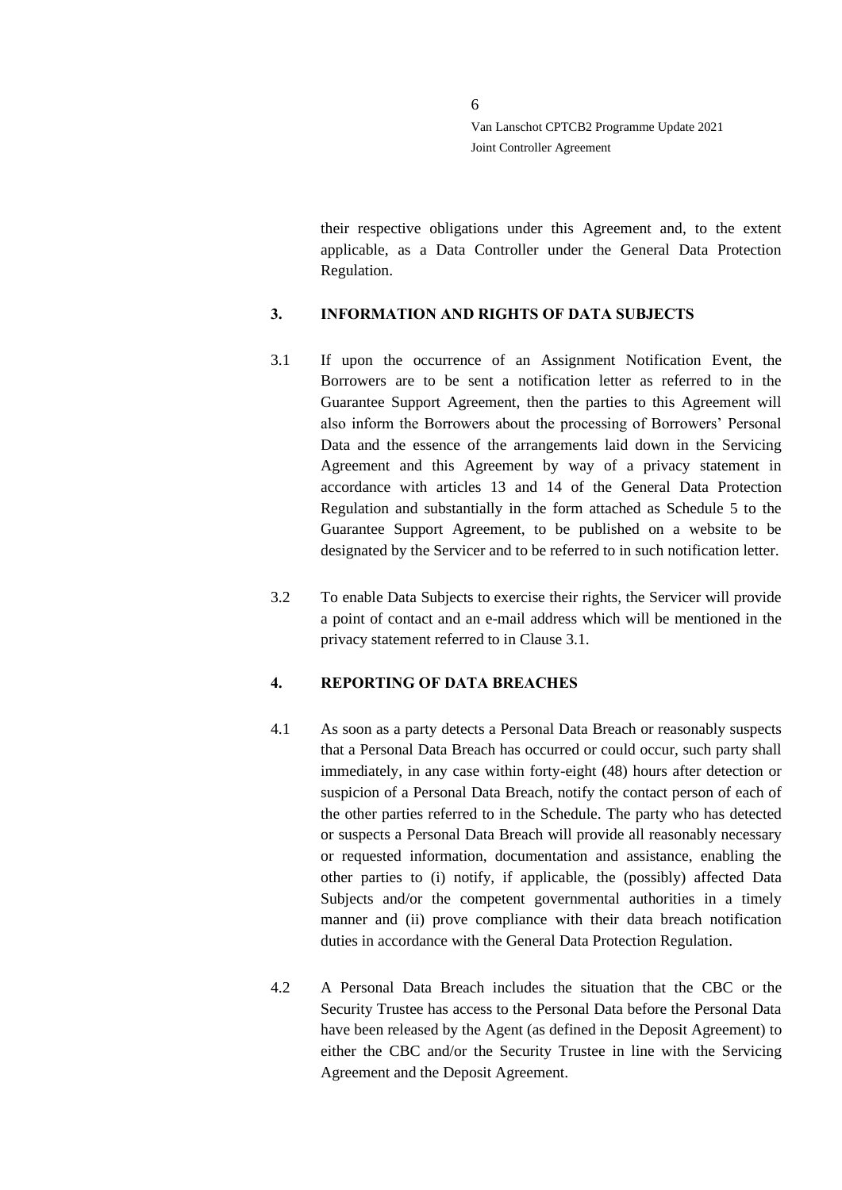their respective obligations under this Agreement and, to the extent applicable, as a Data Controller under the General Data Protection Regulation.

## 3. INFORMATION AND RIGHTS OF DATA SUBJECTS

3.1 If upon the occurrence of an Assignment Notification Event, the Borrowers are to be sent a notification letter as referred to in the Guarantee Support Agreement, then the parties to this Agreement will also inform the Borrowers about the processing of Borrowers' Personal Data and the essence of the arrangements laid down in the Servicing Agreement and this Agreement by way of a privacy statement in accordance with articles 13 and 14 of the General Data Protection Regulation and substantially in the form attached as Schedule 5 to the Guarantee Support Agreement, to be published on a website to be designated by the Servicer and to be referred to in such notification letter.

3.2 To enable Data Subjects to exercise their rights, the Servicer will provide a point of contact and an e-mail address which will be mentioned in the privacy statement referred to in Clause 3.1.

## 4. REPORTING OF DATA BREACHES

4.1 As soon as a party detects a Personal Data Breach or reasonably suspects that a Personal Data Breach has occurred or could occur, such party shall immediately, in any case within forty-eight (48) hours after detection or suspicion of a Personal Data Breach, notify the contact person of each of the other parties referred to in the Schedule. The party who has detected or suspects a Personal Data Breach will provide all reasonably necessary or requested information, documentation and assistance, enabling the other parties to (i) notify, if applicable, the (possibly) affected Data Subjects and/or the competent governmental authorities in a timely manner and (ii) prove compliance with their data breach notification duties in accordance with the General Data Protection Regulation.

4.2 A Personal Data Breach includes the situation that the CBC or the Security Trustee has access to the Personal Data before the Personal Data have been released by the Agent (as defined in the Deposit Agreement) to either the CBC and/or the Security Trustee in line with the Servicing Agreement and the Deposit Agreement.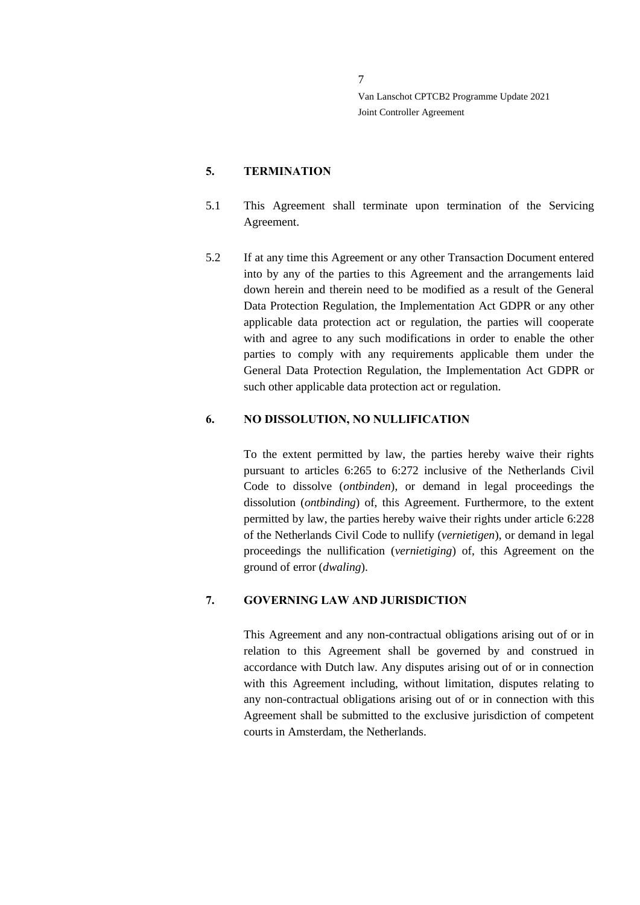## 5. TERMINATION

5.1 This Agreement shall terminate upon termination of the Servicing Agreement.

5.2 If at any time this Agreement or any other Transaction Document entered into by any of the parties to this Agreement and the arrangements laid down herein and therein need to be modified as a result of the General Data Protection Regulation, the Implementation Act GDPR or any other applicable data protection act or regulation, the parties will cooperate with and agree to any such modifications in order to enable the other parties to comply with any requirements applicable them under the General Data Protection Regulation, the Implementation Act GDPR or such other applicable data protection act or regulation.

## 6. NO DISSOLUTION, NO NULLIFICATION

To the extent permitted by law, the parties hereby waive their rights pursuant to articles 6:265 to 6:272 inclusive of the Netherlands Civil Code to dissolve (*ontbinden*), or demand in legal proceedings the dissolution (*ontbinding*) of, this Agreement. Furthermore, to the extent permitted by law, the parties hereby waive their rights under article 6:228 of the Netherlands Civil Code to nullify (*vernietigen*), or demand in legal proceedings the nullification (*vernietiging*) of, this Agreement on the ground of error (*dwaling*).

## 7. GOVERNING LAW AND JURISDICTION

This Agreement and any non-contractual obligations arising out of or in relation to this Agreement shall be governed by and construed in accordance with Dutch law. Any disputes arising out of or in connection with this Agreement including, without limitation, disputes relating to any non-contractual obligations arising out of or in connection with this Agreement shall be submitted to the exclusive jurisdiction of competent courts in Amsterdam, the Netherlands.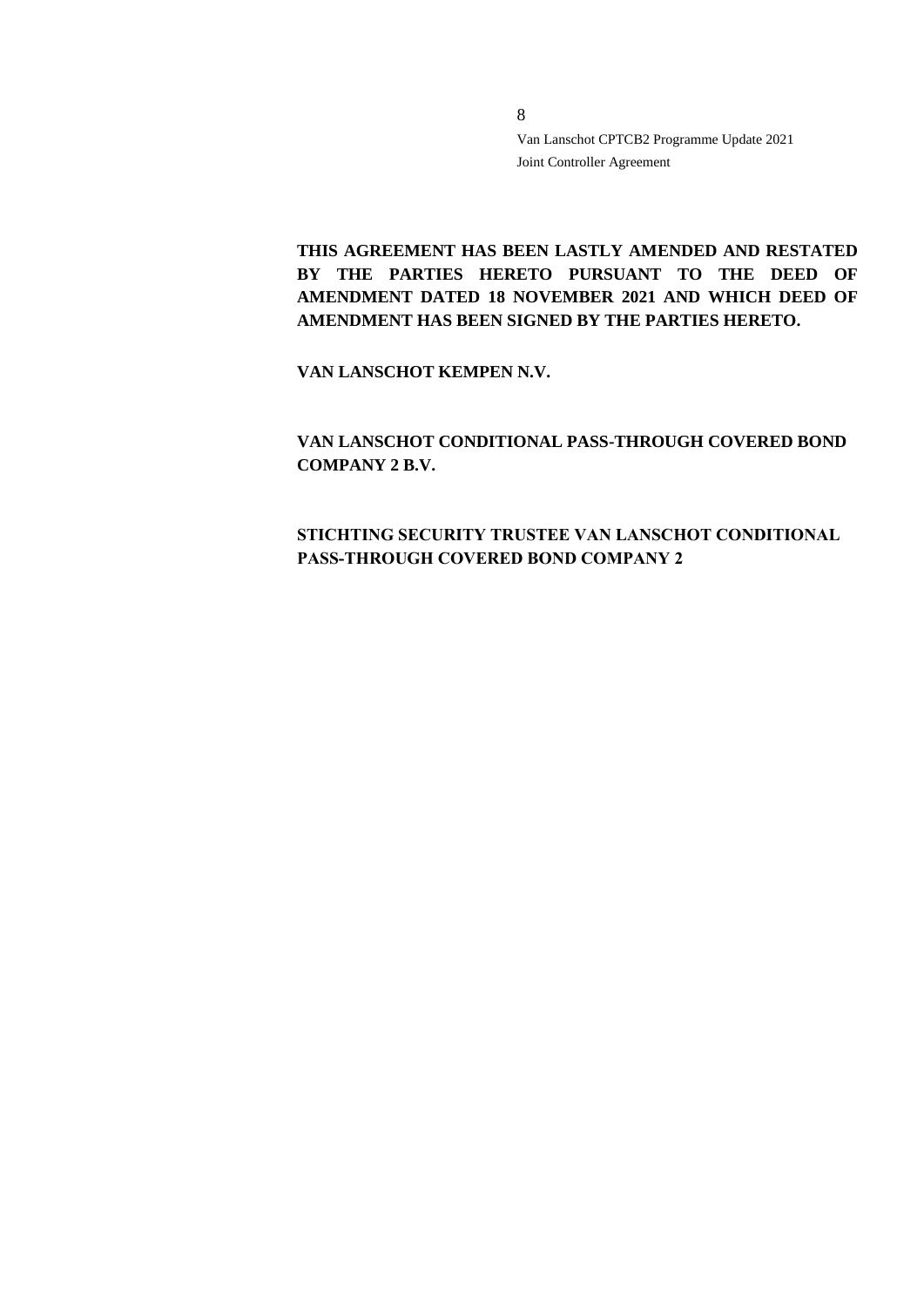**THIS AGREEMENT HAS BEEN LASTLY AMENDED AND RESTATED BY THE PARTIES HERETO PURSUANT TO THE DEED OF AMENDMENT DATED 18 NOVEMBER 2021 AND WHICH DEED OF AMENDMENT HAS BEEN SIGNED BY THE PARTIES HERETO.**

**VAN LANSCHOT KEMPEN N.V.**

**VAN LANSCHOT CONDITIONAL PASS-THROUGH COVERED BOND COMPANY 2 B.V.**

**STICHTING SECURITY TRUSTEE VAN LANSCHOT CONDITIONAL PASS-THROUGH COVERED BOND COMPANY 2**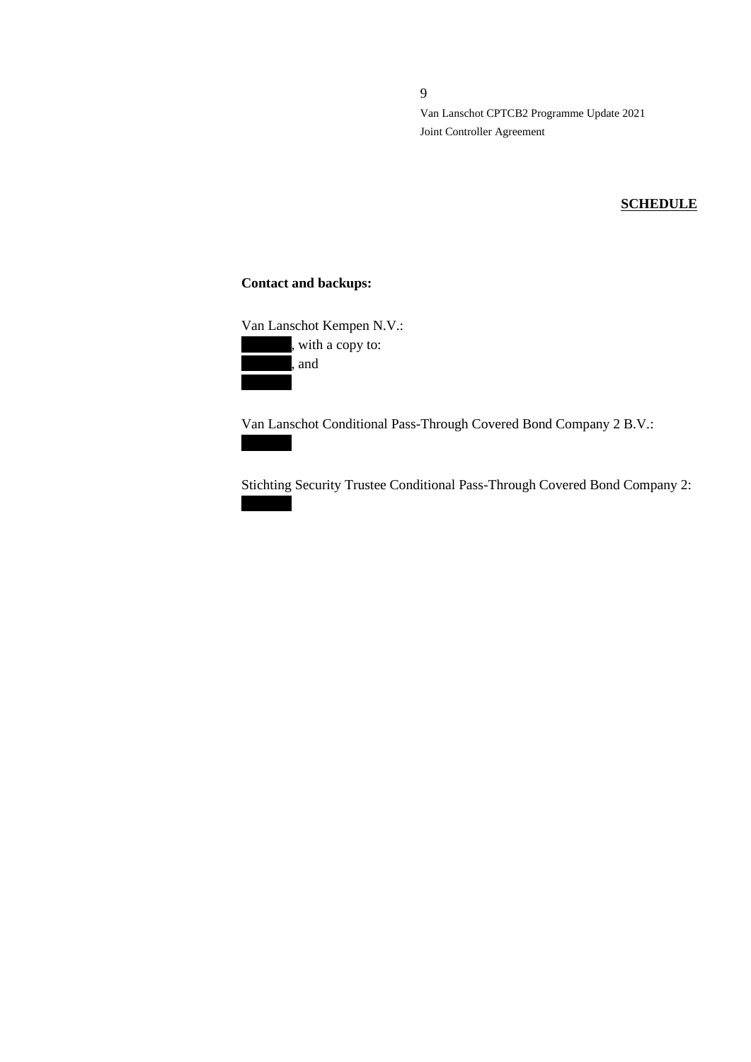**SCHEDULE**

**Contact and backups:**

Van Lanschot Kempen N.V.:
[REDACTED], with a copy to:
[REDACTED], and
[REDACTED]

Van Lanschot Conditional Pass-Through Covered Bond Company 2 B.V.:
[REDACTED]

Stichting Security Trustee Conditional Pass-Through Covered Bond Company 2:
[REDACTED]